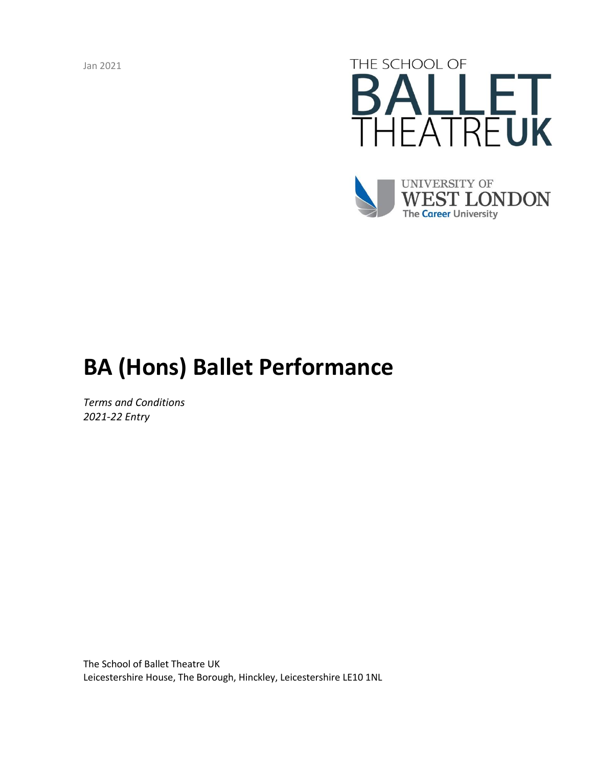Jan 2021

THE SCHOOL OF BALLET THEATRE UK

UNIVERSITY OF WEST LONDON
The Career University

# BA (Hons) Ballet Performance

*Terms and Conditions*
*2021-22 Entry*

The School of Ballet Theatre UK
Leicestershire House, The Borough, Hinckley, Leicestershire LE10 1NL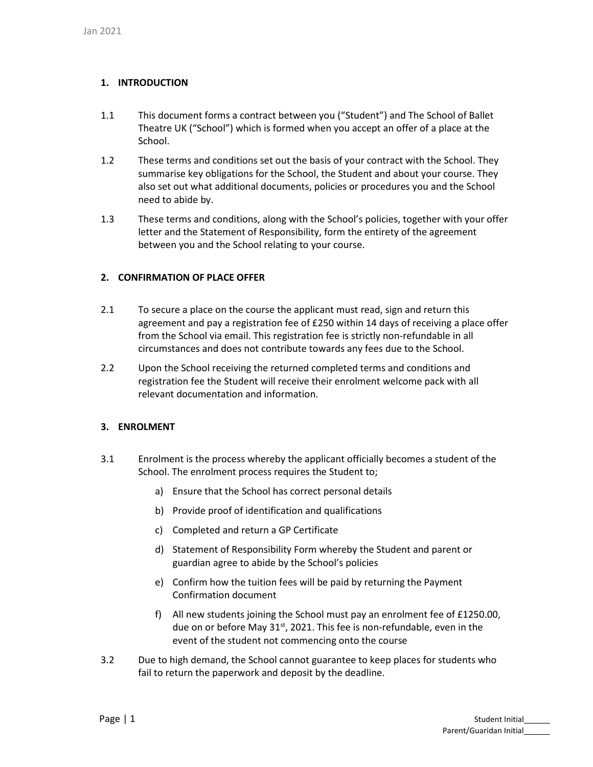## 1. INTRODUCTION

1.1 This document forms a contract between you ("Student") and The School of Ballet Theatre UK ("School") which is formed when you accept an offer of a place at the School.

1.2 These terms and conditions set out the basis of your contract with the School. They summarise key obligations for the School, the Student and about your course. They also set out what additional documents, policies or procedures you and the School need to abide by.

1.3 These terms and conditions, along with the School's policies, together with your offer letter and the Statement of Responsibility, form the entirety of the agreement between you and the School relating to your course.

## 2. CONFIRMATION OF PLACE OFFER

2.1 To secure a place on the course the applicant must read, sign and return this agreement and pay a registration fee of £250 within 14 days of receiving a place offer from the School via email. This registration fee is strictly non-refundable in all circumstances and does not contribute towards any fees due to the School.

2.2 Upon the School receiving the returned completed terms and conditions and registration fee the Student will receive their enrolment welcome pack with all relevant documentation and information.

## 3. ENROLMENT

3.1 Enrolment is the process whereby the applicant officially becomes a student of the School. The enrolment process requires the Student to;

a) Ensure that the School has correct personal details

b) Provide proof of identification and qualifications

c) Completed and return a GP Certificate

d) Statement of Responsibility Form whereby the Student and parent or guardian agree to abide by the School's policies

e) Confirm how the tuition fees will be paid by returning the Payment Confirmation document

f) All new students joining the School must pay an enrolment fee of £1250.00, due on or before May 31st, 2021. This fee is non-refundable, even in the event of the student not commencing onto the course

3.2 Due to high demand, the School cannot guarantee to keep places for students who fail to return the paperwork and deposit by the deadline.

Student Initial______
Parent/Guaridan Initial______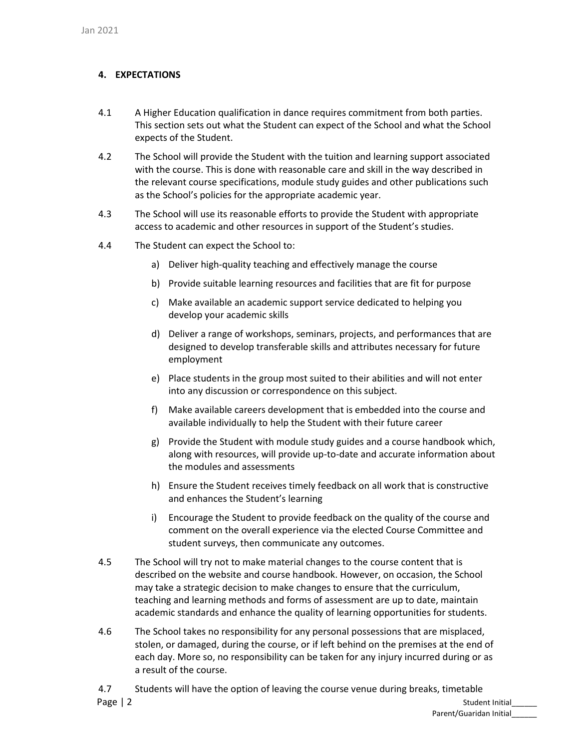## 4. EXPECTATIONS

4.1 A Higher Education qualification in dance requires commitment from both parties. This section sets out what the Student can expect of the School and what the School expects of the Student.

4.2 The School will provide the Student with the tuition and learning support associated with the course. This is done with reasonable care and skill in the way described in the relevant course specifications, module study guides and other publications such as the School's policies for the appropriate academic year.

4.3 The School will use its reasonable efforts to provide the Student with appropriate access to academic and other resources in support of the Student's studies.

4.4 The Student can expect the School to:

a) Deliver high-quality teaching and effectively manage the course

b) Provide suitable learning resources and facilities that are fit for purpose

c) Make available an academic support service dedicated to helping you develop your academic skills

d) Deliver a range of workshops, seminars, projects, and performances that are designed to develop transferable skills and attributes necessary for future employment

e) Place students in the group most suited to their abilities and will not enter into any discussion or correspondence on this subject.

f) Make available careers development that is embedded into the course and available individually to help the Student with their future career

g) Provide the Student with module study guides and a course handbook which, along with resources, will provide up-to-date and accurate information about the modules and assessments

h) Ensure the Student receives timely feedback on all work that is constructive and enhances the Student's learning

i) Encourage the Student to provide feedback on the quality of the course and comment on the overall experience via the elected Course Committee and student surveys, then communicate any outcomes.

4.5 The School will try not to make material changes to the course content that is described on the website and course handbook. However, on occasion, the School may take a strategic decision to make changes to ensure that the curriculum, teaching and learning methods and forms of assessment are up to date, maintain academic standards and enhance the quality of learning opportunities for students.

4.6 The School takes no responsibility for any personal possessions that are misplaced, stolen, or damaged, during the course, or if left behind on the premises at the end of each day. More so, no responsibility can be taken for any injury incurred during or as a result of the course.

4.7 Students will have the option of leaving the course venue during breaks, timetable

Student Initial______

Parent/Guaridan Initial______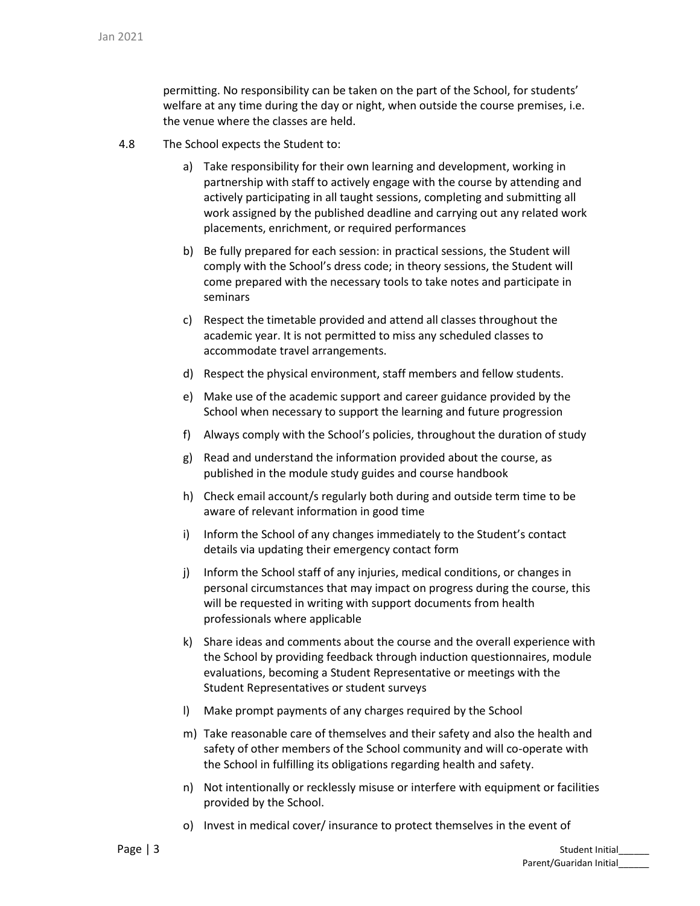permitting. No responsibility can be taken on the part of the School, for students' welfare at any time during the day or night, when outside the course premises, i.e. the venue where the classes are held.

4.8 The School expects the Student to:

a) Take responsibility for their own learning and development, working in partnership with staff to actively engage with the course by attending and actively participating in all taught sessions, completing and submitting all work assigned by the published deadline and carrying out any related work placements, enrichment, or required performances

b) Be fully prepared for each session: in practical sessions, the Student will comply with the School's dress code; in theory sessions, the Student will come prepared with the necessary tools to take notes and participate in seminars

c) Respect the timetable provided and attend all classes throughout the academic year. It is not permitted to miss any scheduled classes to accommodate travel arrangements.

d) Respect the physical environment, staff members and fellow students.

e) Make use of the academic support and career guidance provided by the School when necessary to support the learning and future progression

f) Always comply with the School's policies, throughout the duration of study

g) Read and understand the information provided about the course, as published in the module study guides and course handbook

h) Check email account/s regularly both during and outside term time to be aware of relevant information in good time

i) Inform the School of any changes immediately to the Student's contact details via updating their emergency contact form

j) Inform the School staff of any injuries, medical conditions, or changes in personal circumstances that may impact on progress during the course, this will be requested in writing with support documents from health professionals where applicable

k) Share ideas and comments about the course and the overall experience with the School by providing feedback through induction questionnaires, module evaluations, becoming a Student Representative or meetings with the Student Representatives or student surveys

l) Make prompt payments of any charges required by the School

m) Take reasonable care of themselves and their safety and also the health and safety of other members of the School community and will co-operate with the School in fulfilling its obligations regarding health and safety.

n) Not intentionally or recklessly misuse or interfere with equipment or facilities provided by the School.

o) Invest in medical cover/ insurance to protect themselves in the event of

Student Initial______
Parent/Guaridan Initial______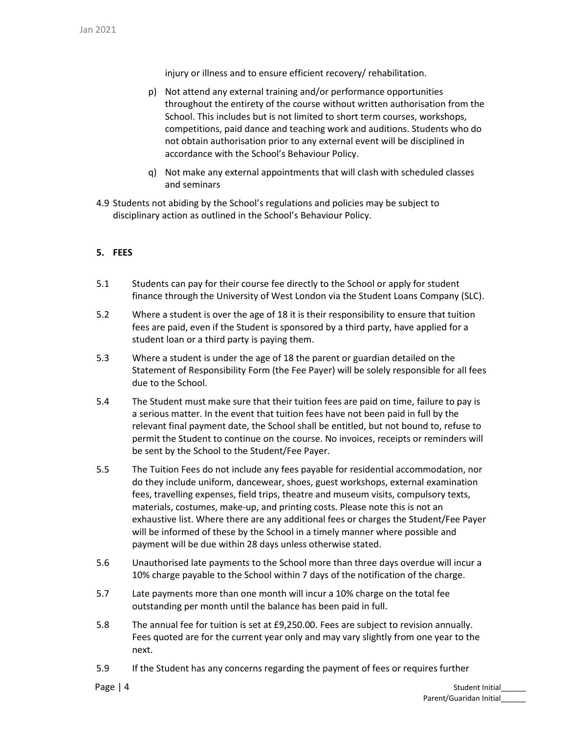injury or illness and to ensure efficient recovery/ rehabilitation.

p) Not attend any external training and/or performance opportunities throughout the entirety of the course without written authorisation from the School. This includes but is not limited to short term courses, workshops, competitions, paid dance and teaching work and auditions. Students who do not obtain authorisation prior to any external event will be disciplined in accordance with the School's Behaviour Policy.

q) Not make any external appointments that will clash with scheduled classes and seminars

4.9 Students not abiding by the School's regulations and policies may be subject to disciplinary action as outlined in the School's Behaviour Policy.

## 5. FEES

5.1 Students can pay for their course fee directly to the School or apply for student finance through the University of West London via the Student Loans Company (SLC).

5.2 Where a student is over the age of 18 it is their responsibility to ensure that tuition fees are paid, even if the Student is sponsored by a third party, have applied for a student loan or a third party is paying them.

5.3 Where a student is under the age of 18 the parent or guardian detailed on the Statement of Responsibility Form (the Fee Payer) will be solely responsible for all fees due to the School.

5.4 The Student must make sure that their tuition fees are paid on time, failure to pay is a serious matter. In the event that tuition fees have not been paid in full by the relevant final payment date, the School shall be entitled, but not bound to, refuse to permit the Student to continue on the course. No invoices, receipts or reminders will be sent by the School to the Student/Fee Payer.

5.5 The Tuition Fees do not include any fees payable for residential accommodation, nor do they include uniform, dancewear, shoes, guest workshops, external examination fees, travelling expenses, field trips, theatre and museum visits, compulsory texts, materials, costumes, make-up, and printing costs. Please note this is not an exhaustive list. Where there are any additional fees or charges the Student/Fee Payer will be informed of these by the School in a timely manner where possible and payment will be due within 28 days unless otherwise stated.

5.6 Unauthorised late payments to the School more than three days overdue will incur a 10% charge payable to the School within 7 days of the notification of the charge.

5.7 Late payments more than one month will incur a 10% charge on the total fee outstanding per month until the balance has been paid in full.

5.8 The annual fee for tuition is set at £9,250.00. Fees are subject to revision annually. Fees quoted are for the current year only and may vary slightly from one year to the next.

5.9 If the Student has any concerns regarding the payment of fees or requires further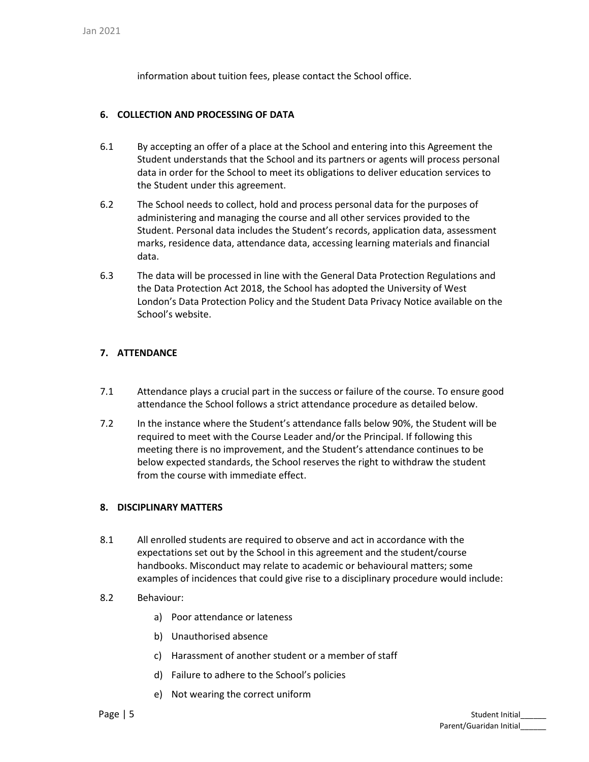information about tuition fees, please contact the School office.

## 6. COLLECTION AND PROCESSING OF DATA

6.1 By accepting an offer of a place at the School and entering into this Agreement the Student understands that the School and its partners or agents will process personal data in order for the School to meet its obligations to deliver education services to the Student under this agreement.

6.2 The School needs to collect, hold and process personal data for the purposes of administering and managing the course and all other services provided to the Student. Personal data includes the Student's records, application data, assessment marks, residence data, attendance data, accessing learning materials and financial data.

6.3 The data will be processed in line with the General Data Protection Regulations and the Data Protection Act 2018, the School has adopted the University of West London's Data Protection Policy and the Student Data Privacy Notice available on the School's website.

## 7. ATTENDANCE

7.1 Attendance plays a crucial part in the success or failure of the course. To ensure good attendance the School follows a strict attendance procedure as detailed below.

7.2 In the instance where the Student's attendance falls below 90%, the Student will be required to meet with the Course Leader and/or the Principal. If following this meeting there is no improvement, and the Student's attendance continues to be below expected standards, the School reserves the right to withdraw the student from the course with immediate effect.

## 8. DISCIPLINARY MATTERS

8.1 All enrolled students are required to observe and act in accordance with the expectations set out by the School in this agreement and the student/course handbooks. Misconduct may relate to academic or behavioural matters; some examples of incidences that could give rise to a disciplinary procedure would include:

8.2 Behaviour:

a) Poor attendance or lateness
b) Unauthorised absence
c) Harassment of another student or a member of staff
d) Failure to adhere to the School's policies
e) Not wearing the correct uniform

Student Initial\_\_\_\_\_\_
Parent/Guaridan Initial\_\_\_\_\_\_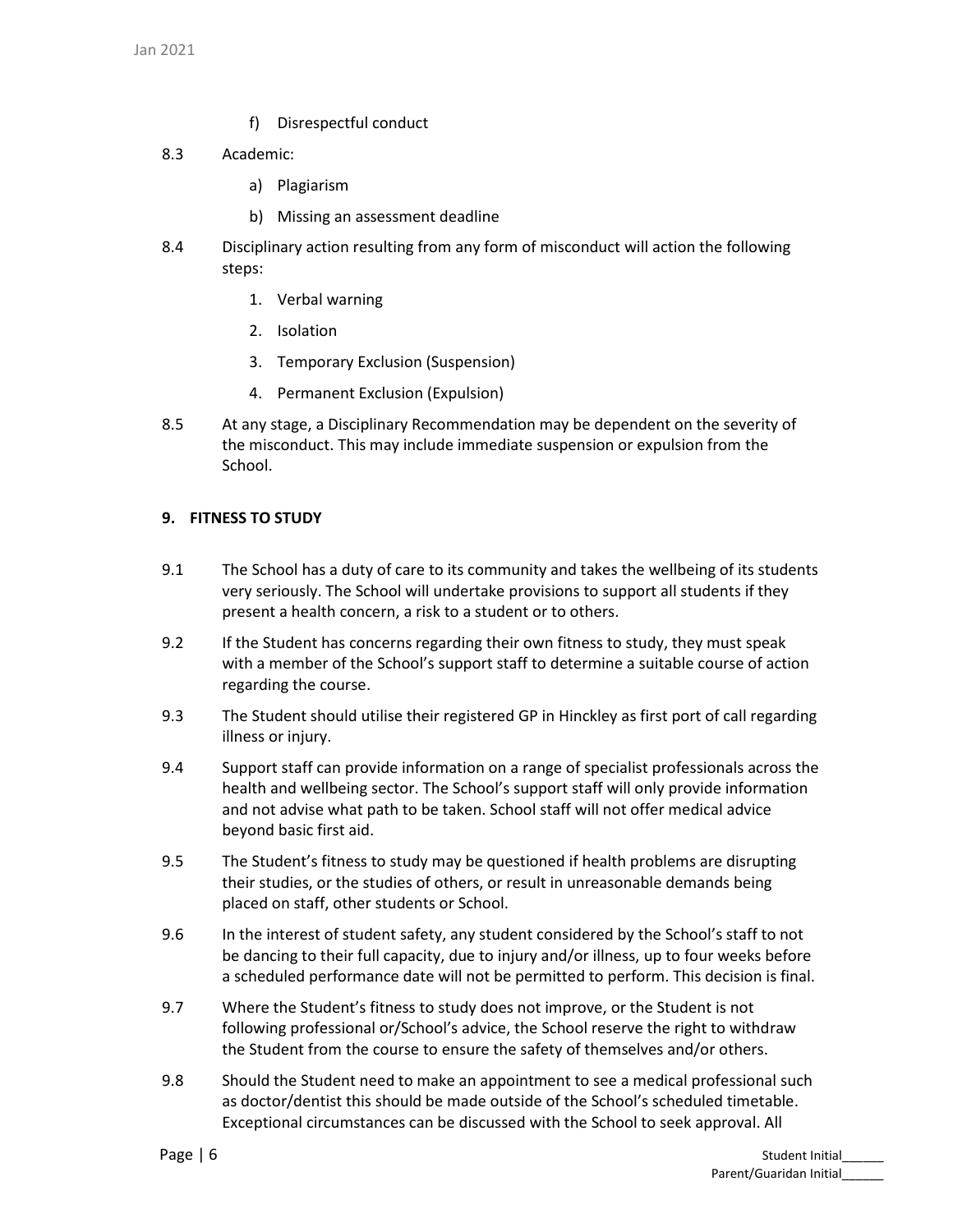f) Disrespectful conduct

8.3 Academic:

a) Plagiarism

b) Missing an assessment deadline

8.4 Disciplinary action resulting from any form of misconduct will action the following steps:

1. Verbal warning
2. Isolation
3. Temporary Exclusion (Suspension)
4. Permanent Exclusion (Expulsion)

8.5 At any stage, a Disciplinary Recommendation may be dependent on the severity of the misconduct. This may include immediate suspension or expulsion from the School.

## 9. FITNESS TO STUDY

9.1 The School has a duty of care to its community and takes the wellbeing of its students very seriously. The School will undertake provisions to support all students if they present a health concern, a risk to a student or to others.

9.2 If the Student has concerns regarding their own fitness to study, they must speak with a member of the School's support staff to determine a suitable course of action regarding the course.

9.3 The Student should utilise their registered GP in Hinckley as first port of call regarding illness or injury.

9.4 Support staff can provide information on a range of specialist professionals across the health and wellbeing sector. The School's support staff will only provide information and not advise what path to be taken. School staff will not offer medical advice beyond basic first aid.

9.5 The Student's fitness to study may be questioned if health problems are disrupting their studies, or the studies of others, or result in unreasonable demands being placed on staff, other students or School.

9.6 In the interest of student safety, any student considered by the School's staff to not be dancing to their full capacity, due to injury and/or illness, up to four weeks before a scheduled performance date will not be permitted to perform. This decision is final.

9.7 Where the Student's fitness to study does not improve, or the Student is not following professional or/School's advice, the School reserve the right to withdraw the Student from the course to ensure the safety of themselves and/or others.

9.8 Should the Student need to make an appointment to see a medical professional such as doctor/dentist this should be made outside of the School's scheduled timetable. Exceptional circumstances can be discussed with the School to seek approval. All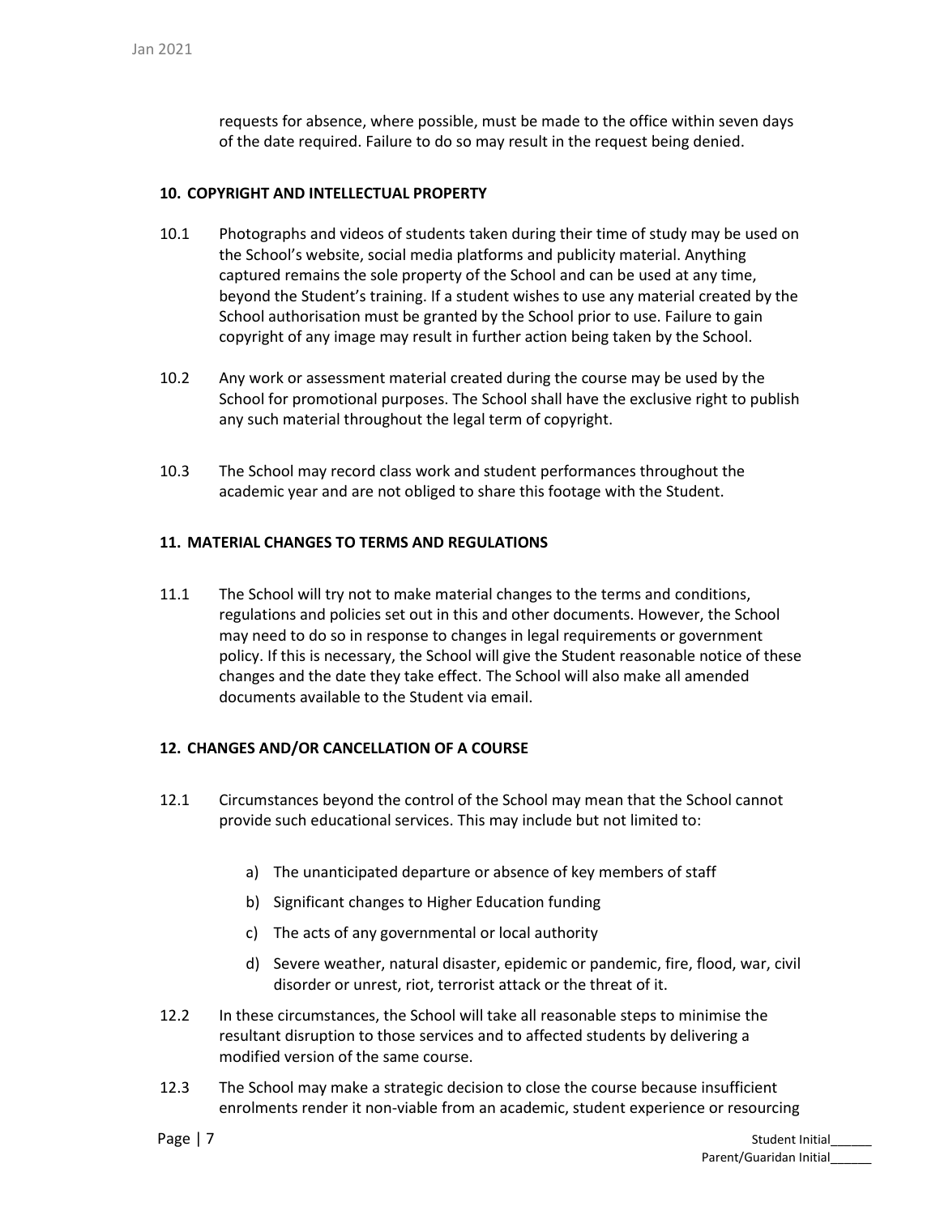requests for absence, where possible, must be made to the office within seven days of the date required. Failure to do so may result in the request being denied.

## 10. COPYRIGHT AND INTELLECTUAL PROPERTY

10.1 Photographs and videos of students taken during their time of study may be used on the School's website, social media platforms and publicity material. Anything captured remains the sole property of the School and can be used at any time, beyond the Student's training. If a student wishes to use any material created by the School authorisation must be granted by the School prior to use. Failure to gain copyright of any image may result in further action being taken by the School.

10.2 Any work or assessment material created during the course may be used by the School for promotional purposes. The School shall have the exclusive right to publish any such material throughout the legal term of copyright.

10.3 The School may record class work and student performances throughout the academic year and are not obliged to share this footage with the Student.

## 11. MATERIAL CHANGES TO TERMS AND REGULATIONS

11.1 The School will try not to make material changes to the terms and conditions, regulations and policies set out in this and other documents. However, the School may need to do so in response to changes in legal requirements or government policy. If this is necessary, the School will give the Student reasonable notice of these changes and the date they take effect. The School will also make all amended documents available to the Student via email.

## 12. CHANGES AND/OR CANCELLATION OF A COURSE

12.1 Circumstances beyond the control of the School may mean that the School cannot provide such educational services. This may include but not limited to:

a) The unanticipated departure or absence of key members of staff
b) Significant changes to Higher Education funding
c) The acts of any governmental or local authority
d) Severe weather, natural disaster, epidemic or pandemic, fire, flood, war, civil disorder or unrest, riot, terrorist attack or the threat of it.

12.2 In these circumstances, the School will take all reasonable steps to minimise the resultant disruption to those services and to affected students by delivering a modified version of the same course.

12.3 The School may make a strategic decision to close the course because insufficient enrolments render it non-viable from an academic, student experience or resourcing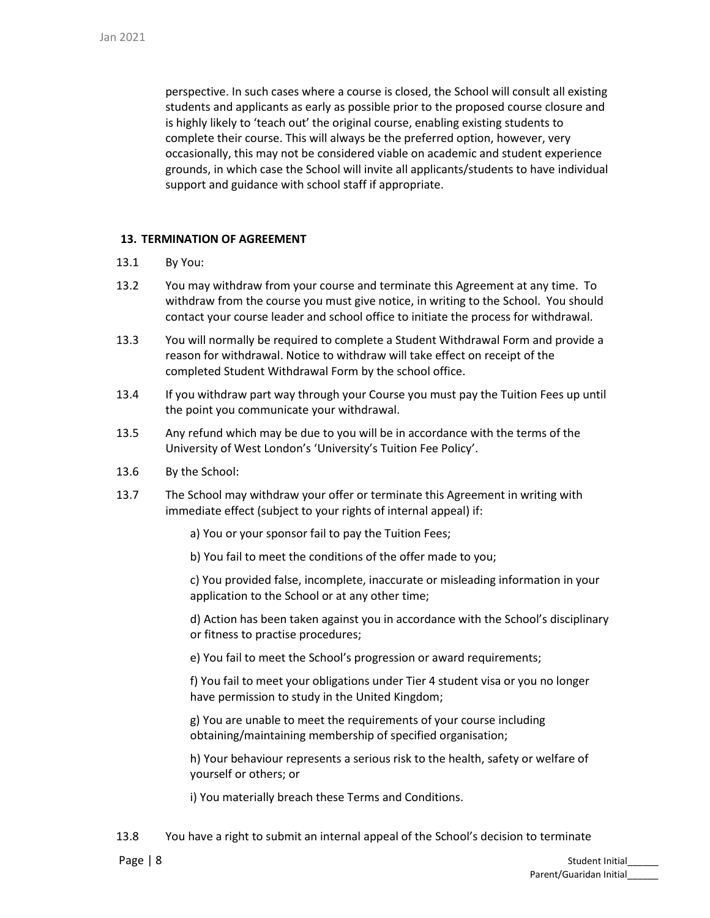perspective. In such cases where a course is closed, the School will consult all existing students and applicants as early as possible prior to the proposed course closure and is highly likely to 'teach out' the original course, enabling existing students to complete their course. This will always be the preferred option, however, very occasionally, this may not be considered viable on academic and student experience grounds, in which case the School will invite all applicants/students to have individual support and guidance with school staff if appropriate.

## 13. TERMINATION OF AGREEMENT

13.1 By You:

13.2 You may withdraw from your course and terminate this Agreement at any time. To withdraw from the course you must give notice, in writing to the School. You should contact your course leader and school office to initiate the process for withdrawal.

13.3 You will normally be required to complete a Student Withdrawal Form and provide a reason for withdrawal. Notice to withdraw will take effect on receipt of the completed Student Withdrawal Form by the school office.

13.4 If you withdraw part way through your Course you must pay the Tuition Fees up until the point you communicate your withdrawal.

13.5 Any refund which may be due to you will be in accordance with the terms of the University of West London's 'University's Tuition Fee Policy'.

13.6 By the School:

13.7 The School may withdraw your offer or terminate this Agreement in writing with immediate effect (subject to your rights of internal appeal) if:

a) You or your sponsor fail to pay the Tuition Fees;

b) You fail to meet the conditions of the offer made to you;

c) You provided false, incomplete, inaccurate or misleading information in your application to the School or at any other time;

d) Action has been taken against you in accordance with the School's disciplinary or fitness to practise procedures;

e) You fail to meet the School's progression or award requirements;

f) You fail to meet your obligations under Tier 4 student visa or you no longer have permission to study in the United Kingdom;

g) You are unable to meet the requirements of your course including obtaining/maintaining membership of specified organisation;

h) Your behaviour represents a serious risk to the health, safety or welfare of yourself or others; or

i) You materially breach these Terms and Conditions.

13.8 You have a right to submit an internal appeal of the School's decision to terminate

Student Initial______
Parent/Guaridan Initial______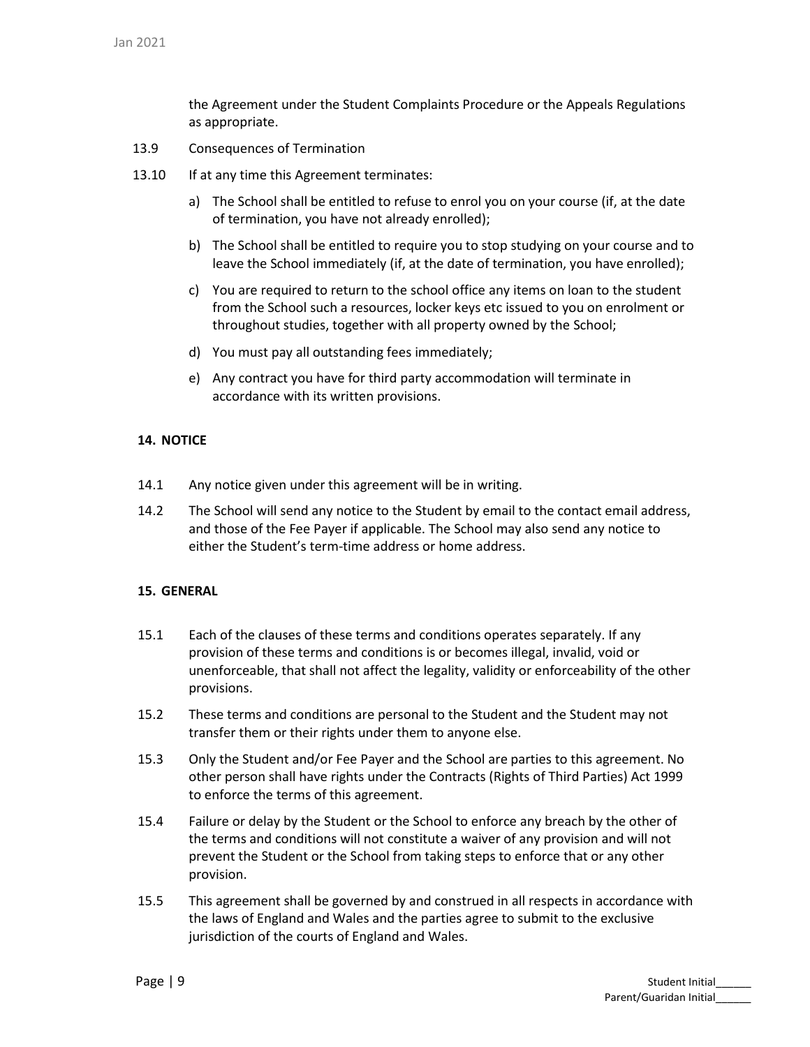the Agreement under the Student Complaints Procedure or the Appeals Regulations as appropriate.

13.9 Consequences of Termination

13.10 If at any time this Agreement terminates:

a) The School shall be entitled to refuse to enrol you on your course (if, at the date of termination, you have not already enrolled);

b) The School shall be entitled to require you to stop studying on your course and to leave the School immediately (if, at the date of termination, you have enrolled);

c) You are required to return to the school office any items on loan to the student from the School such a resources, locker keys etc issued to you on enrolment or throughout studies, together with all property owned by the School;

d) You must pay all outstanding fees immediately;

e) Any contract you have for third party accommodation will terminate in accordance with its written provisions.

## 14. NOTICE

14.1 Any notice given under this agreement will be in writing.

14.2 The School will send any notice to the Student by email to the contact email address, and those of the Fee Payer if applicable. The School may also send any notice to either the Student's term-time address or home address.

## 15. GENERAL

15.1 Each of the clauses of these terms and conditions operates separately. If any provision of these terms and conditions is or becomes illegal, invalid, void or unenforceable, that shall not affect the legality, validity or enforceability of the other provisions.

15.2 These terms and conditions are personal to the Student and the Student may not transfer them or their rights under them to anyone else.

15.3 Only the Student and/or Fee Payer and the School are parties to this agreement. No other person shall have rights under the Contracts (Rights of Third Parties) Act 1999 to enforce the terms of this agreement.

15.4 Failure or delay by the Student or the School to enforce any breach by the other of the terms and conditions will not constitute a waiver of any provision and will not prevent the Student or the School from taking steps to enforce that or any other provision.

15.5 This agreement shall be governed by and construed in all respects in accordance with the laws of England and Wales and the parties agree to submit to the exclusive jurisdiction of the courts of England and Wales.

Student Initial______
Parent/Guaridan Initial______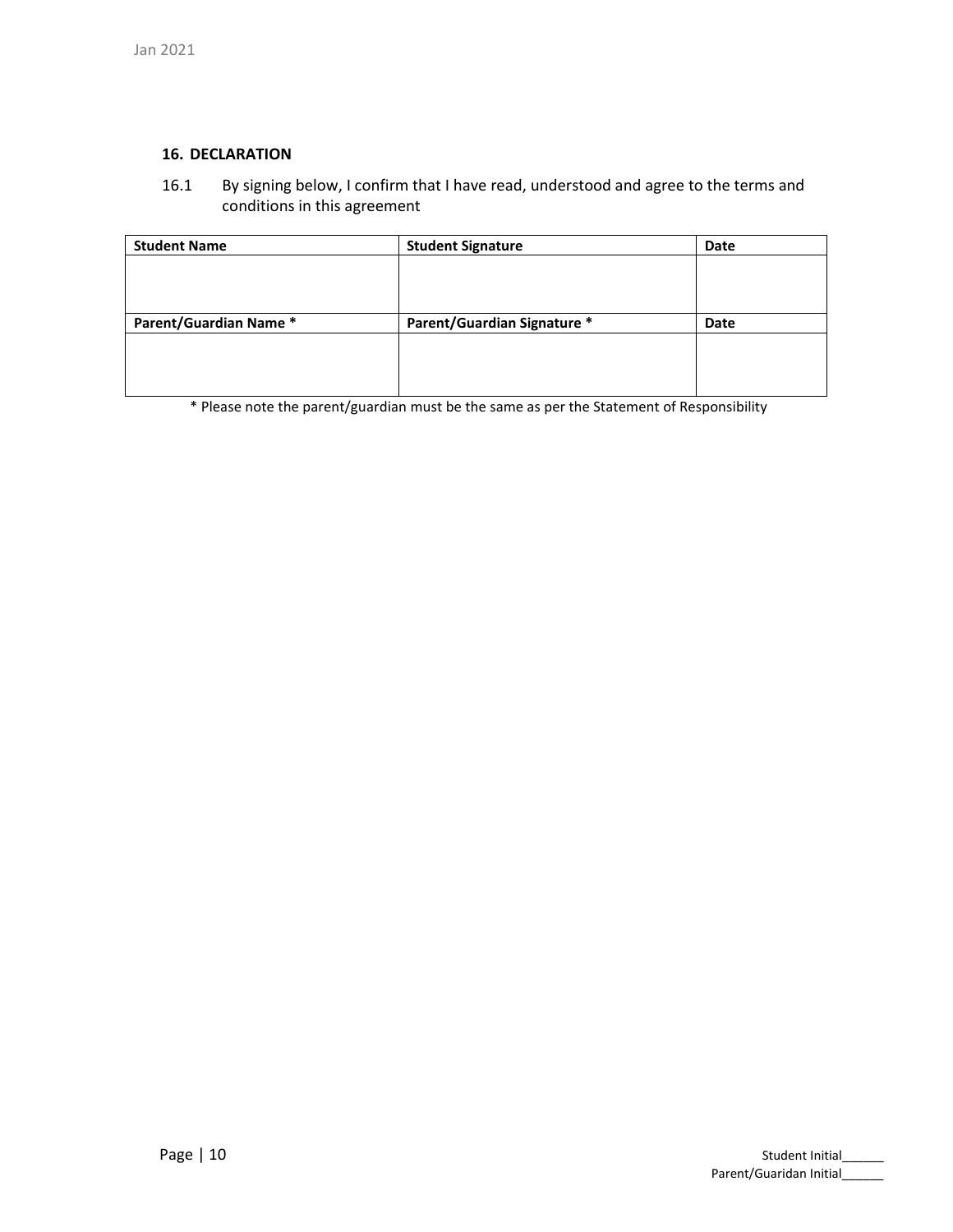## 16. DECLARATION

16.1 By signing below, I confirm that I have read, understood and agree to the terms and conditions in this agreement

| Student Name | Student Signature | Date |
|---|---|---|
| | | |
| **Parent/Guardian Name *** | **Parent/Guardian Signature *** | **Date** |
| | | |

* Please note the parent/guardian must be the same as per the Statement of Responsibility

Student Initial______

Parent/Guaridan Initial______